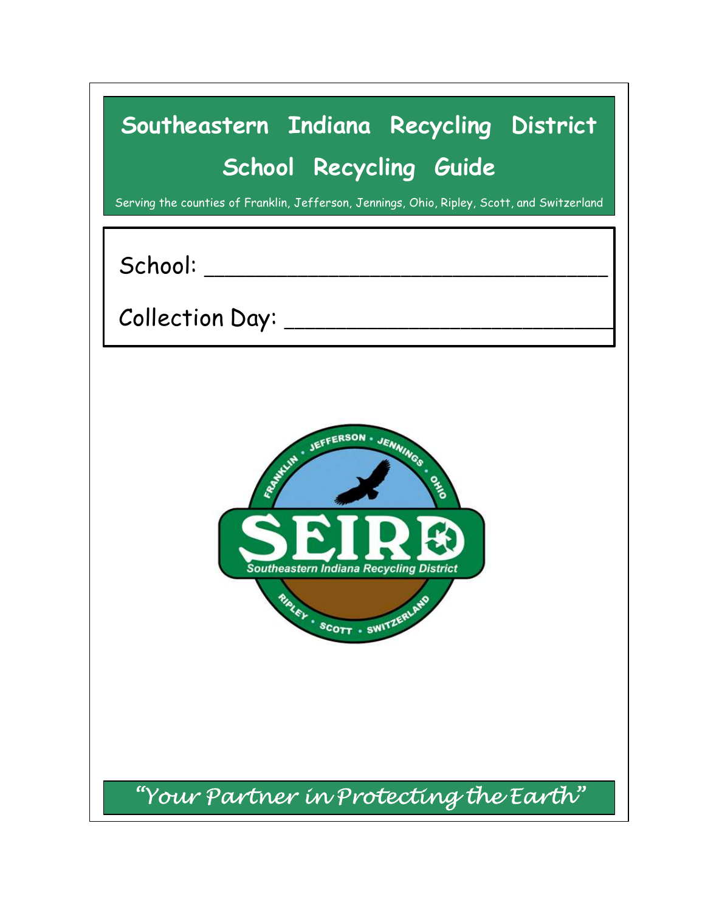# Southeastern Indiana Recycling District

## School Recycling Guide

Serving the counties of Franklin, Jefferson, Jennings, Ohio, Ripley, Scott, and Switzerland

School: ______________________________

Collection Day: ________________________

*"Your Partner in Protecting the Earth"*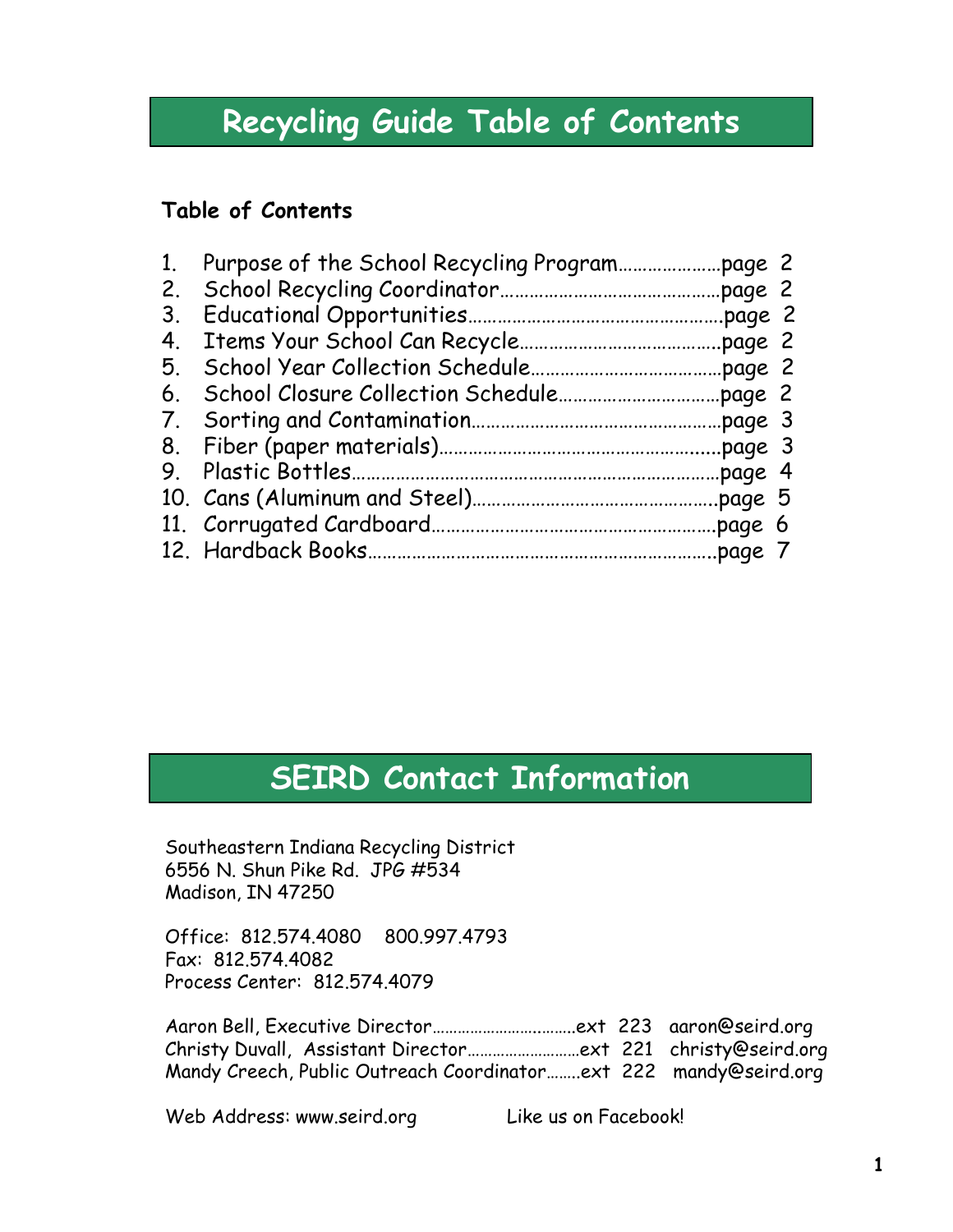# Recycling Guide Table of Contents

### Table of Contents

1. Purpose of the School Recycling Program…………………page 2
2. School Recycling Coordinator………………………………………page 2
3. Educational Opportunities……………………………………………page 2
4. Items Your School Can Recycle…………………………………page 2
5. School Year Collection Schedule………………………………page 2
6. School Closure Collection Schedule……………………………page 2
7. Sorting and Contamination……………………………………………page 3
8. Fiber (paper materials)…………………………………………………page 3
9. Plastic Bottles………………………………………………………………page 4
10. Cans (Aluminum and Steel)…………………………………………page 5
11. Corrugated Cardboard…………………………………………………page 6
12. Hardback Books……………………………………………………………page 7

# SEIRD Contact Information

Southeastern Indiana Recycling District
6556 N. Shun Pike Rd. JPG #534
Madison, IN 47250

Office: 812.574.4080 800.997.4793
Fax: 812.574.4082
Process Center: 812.574.4079

Aaron Bell, Executive Director……………………………ext 223 aaron@seird.org
Christy Duvall, Assistant Director………………………ext 221 christy@seird.org
Mandy Creech, Public Outreach Coordinator……..ext 222 mandy@seird.org

Web Address: www.seird.org Like us on Facebook!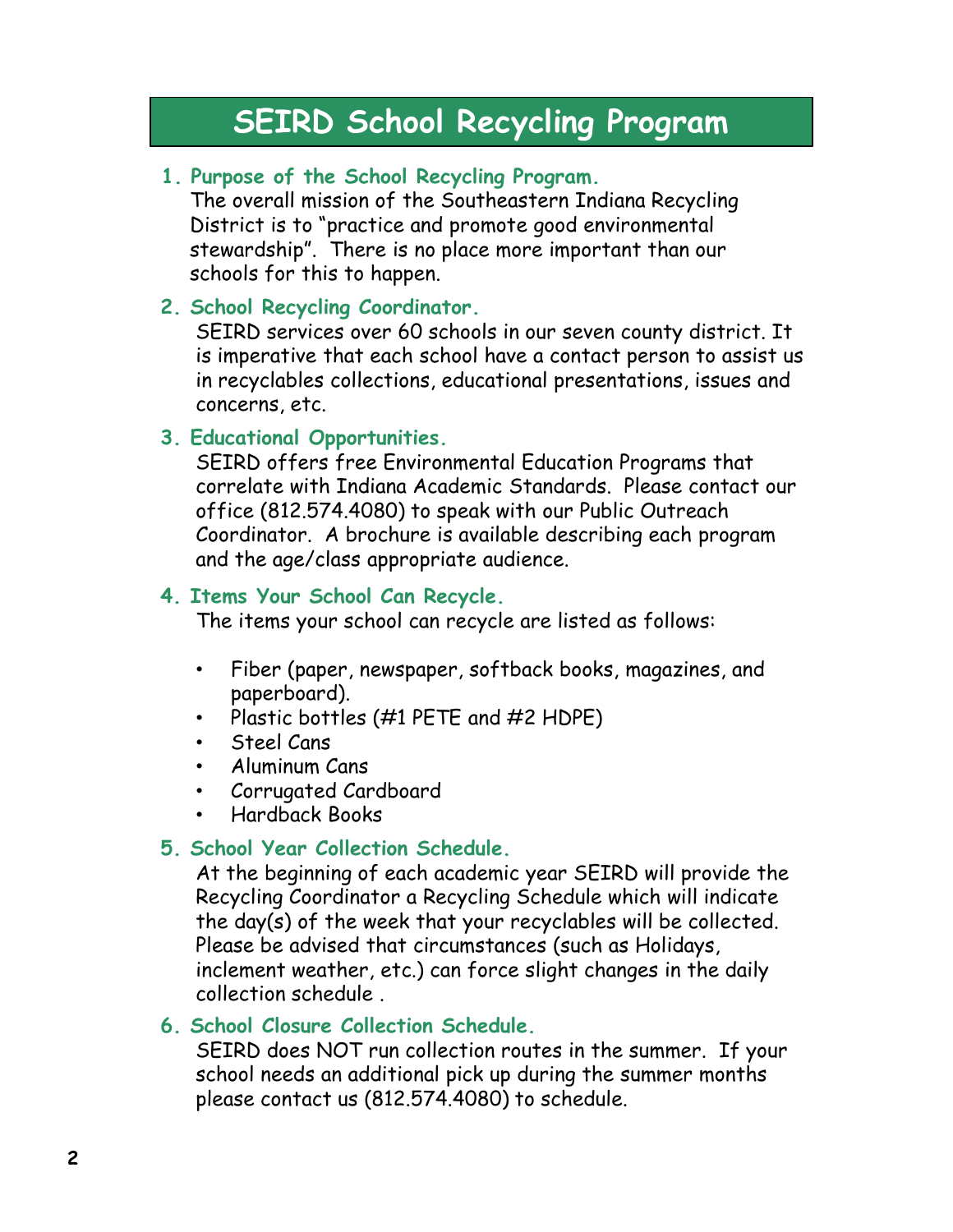# SEIRD School Recycling Program

1. **Purpose of the School Recycling Program.**
   The overall mission of the Southeastern Indiana Recycling District is to "practice and promote good environmental stewardship". There is no place more important than our schools for this to happen.

2. **School Recycling Coordinator.**
   SEIRD services over 60 schools in our seven county district. It is imperative that each school have a contact person to assist us in recyclables collections, educational presentations, issues and concerns, etc.

3. **Educational Opportunities.**
   SEIRD offers free Environmental Education Programs that correlate with Indiana Academic Standards. Please contact our office (812.574.4080) to speak with our Public Outreach Coordinator. A brochure is available describing each program and the age/class appropriate audience.

4. **Items Your School Can Recycle.**
   The items your school can recycle are listed as follows:

   - Fiber (paper, newspaper, softback books, magazines, and paperboard).
   - Plastic bottles (#1 PETE and #2 HDPE)
   - Steel Cans
   - Aluminum Cans
   - Corrugated Cardboard
   - Hardback Books

5. **School Year Collection Schedule.**
   At the beginning of each academic year SEIRD will provide the Recycling Coordinator a Recycling Schedule which will indicate the day(s) of the week that your recyclables will be collected. Please be advised that circumstances (such as Holidays, inclement weather, etc.) can force slight changes in the daily collection schedule .

6. **School Closure Collection Schedule.**
   SEIRD does NOT run collection routes in the summer. If your school needs an additional pick up during the summer months please contact us (812.574.4080) to schedule.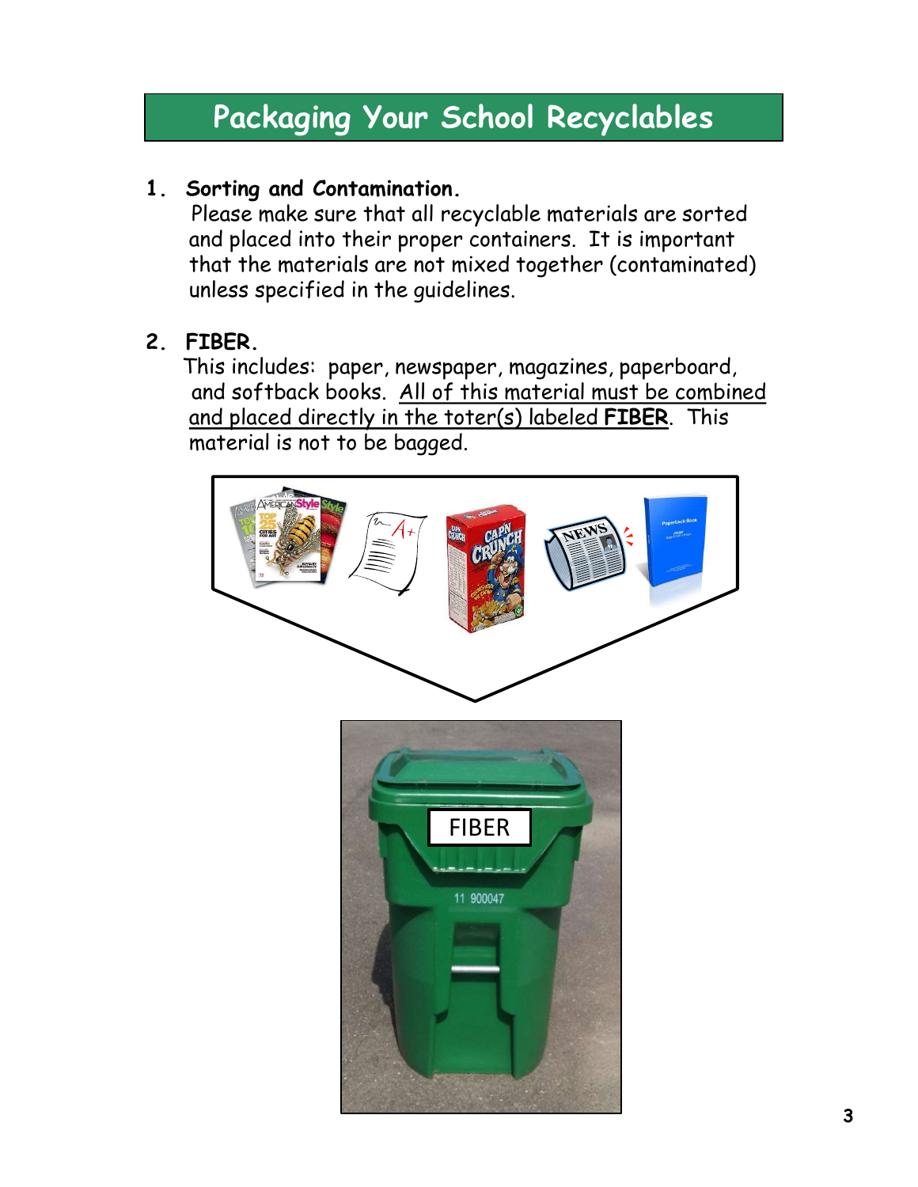# Packaging Your School Recyclables

1. **Sorting and Contamination.**
   Please make sure that all recyclable materials are sorted and placed into their proper containers. It is important that the materials are not mixed together (contaminated) unless specified in the guidelines.

2. **FIBER.**
   This includes: paper, newspaper, magazines, paperboard, and softback books. All of this material must be combined and placed directly in the toter(s) labeled **FIBER**. This material is not to be bagged.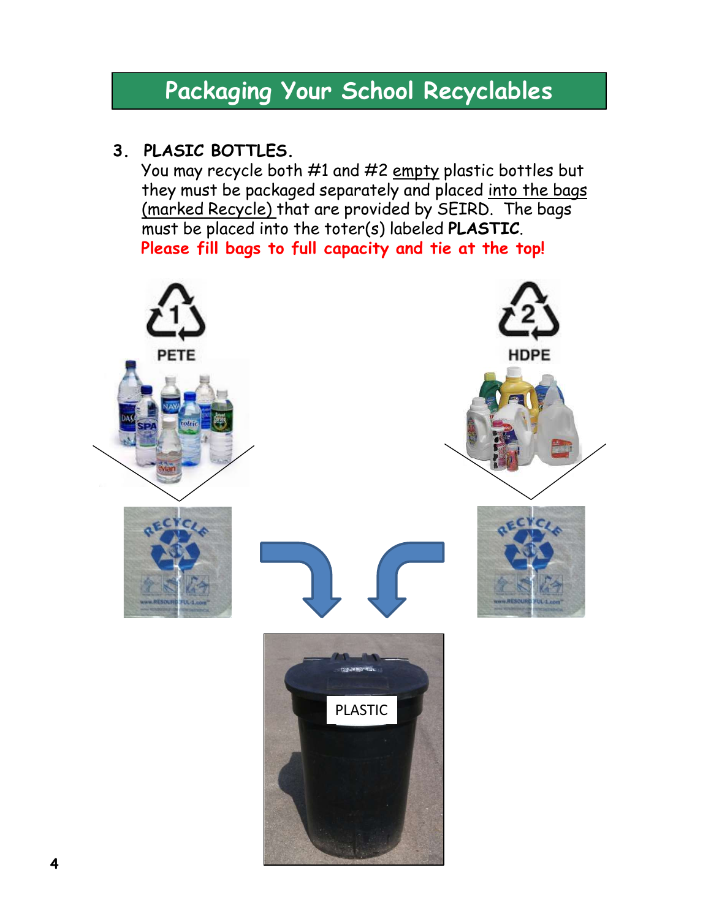# Packaging Your School Recyclables

3. **PLASIC BOTTLES.**
   You may recycle both #1 and #2 empty plastic bottles but they must be packaged separately and placed into the bags (marked Recycle) that are provided by SEIRD. The bags must be placed into the toter(s) labeled **PLASTIC**.
   **Please fill bags to full capacity and tie at the top!**

1 PETE

2 HDPE

PLASTIC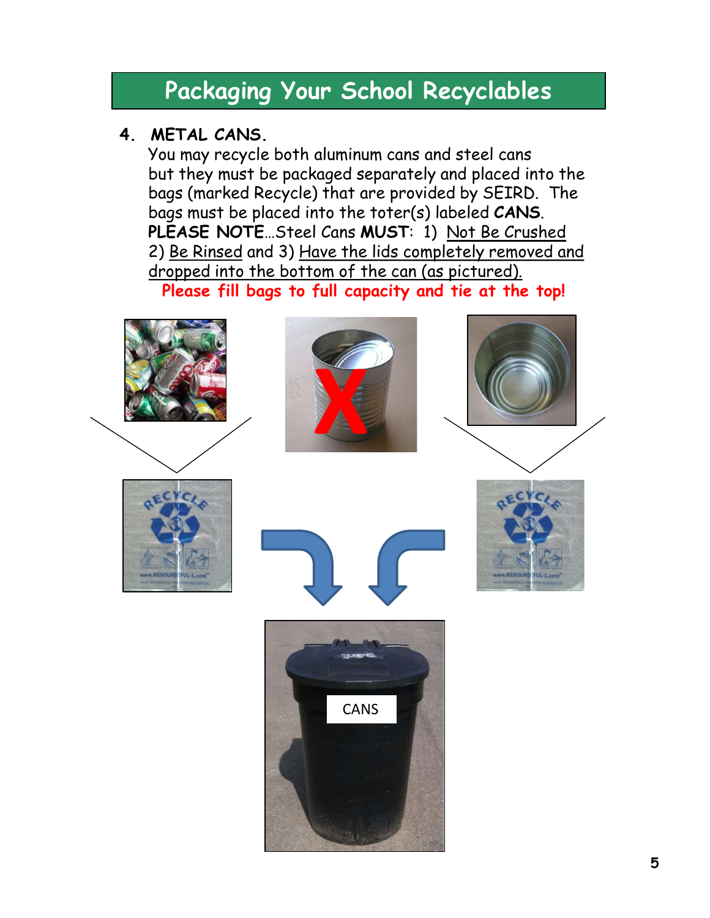# Packaging Your School Recyclables

**4. METAL CANS.**

You may recycle both aluminum cans and steel cans but they must be packaged separately and placed into the bags (marked Recycle) that are provided by SEIRD. The bags must be placed into the toter(s) labeled **CANS**. **PLEASE NOTE**…Steel Cans **MUST**: 1) Not Be Crushed 2) Be Rinsed and 3) Have the lids completely removed and dropped into the bottom of the can (as pictured).

**Please fill bags to full capacity and tie at the top!**

CANS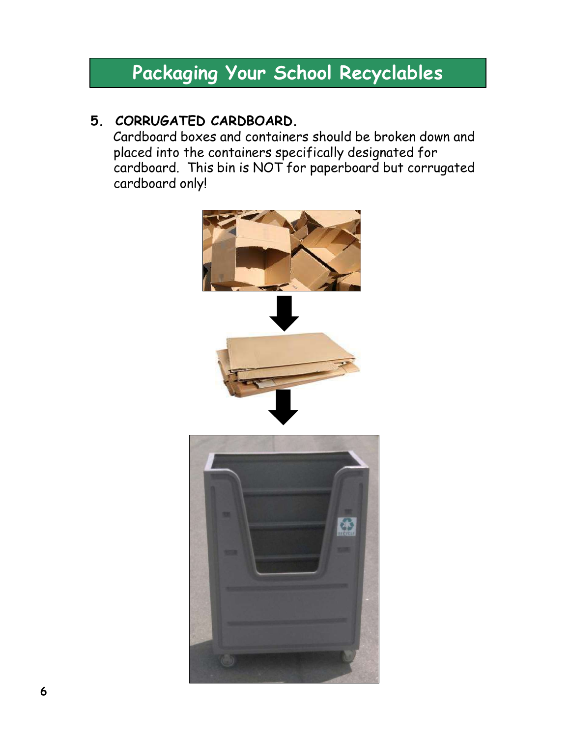# Packaging Your School Recyclables

**5. CORRUGATED CARDBOARD.**

Cardboard boxes and containers should be broken down and placed into the containers specifically designated for cardboard. This bin is NOT for paperboard but corrugated cardboard only!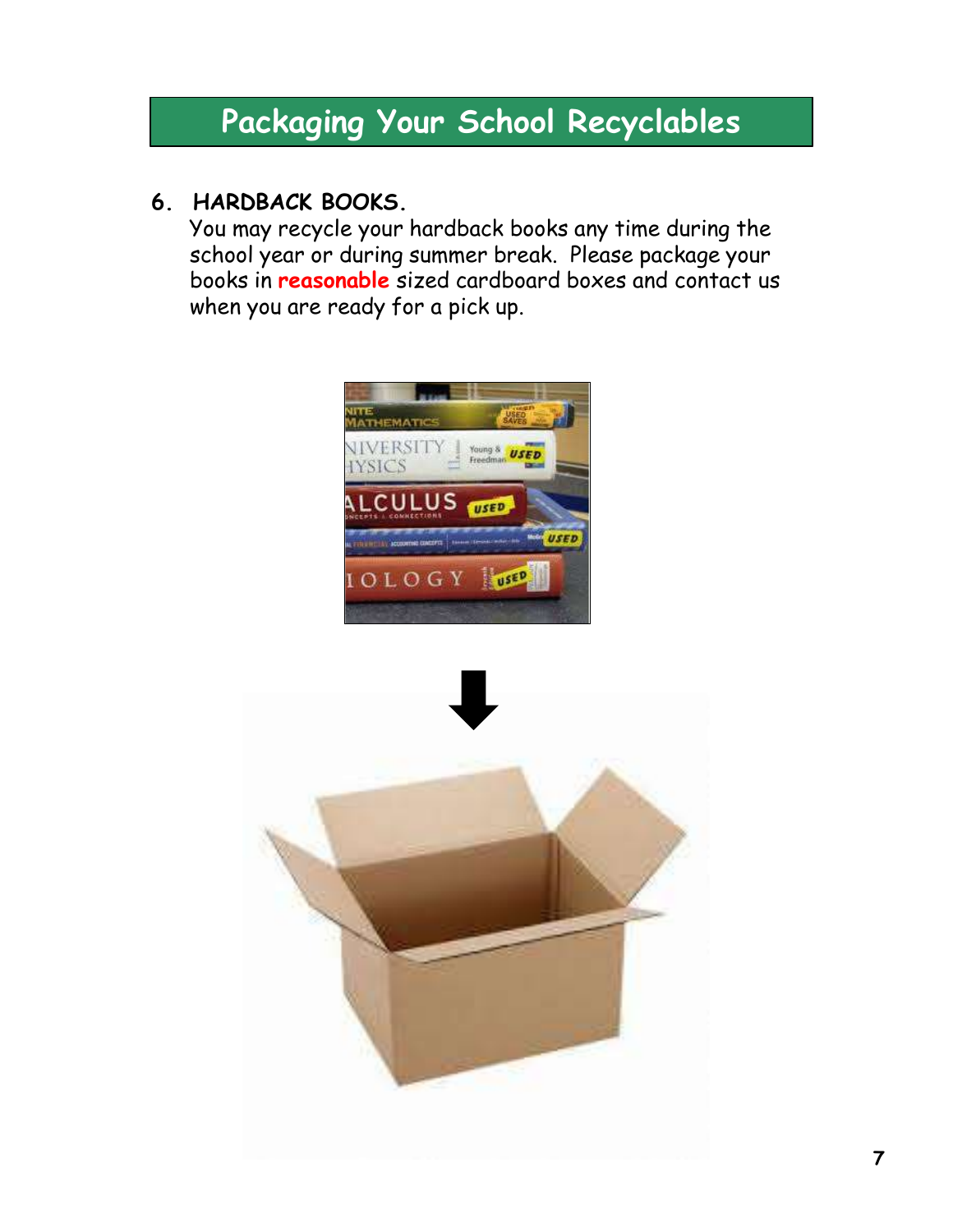# Packaging Your School Recyclables

## 6. HARDBACK BOOKS.

You may recycle your hardback books any time during the school year or during summer break. Please package your books in **reasonable** sized cardboard boxes and contact us when you are ready for a pick up.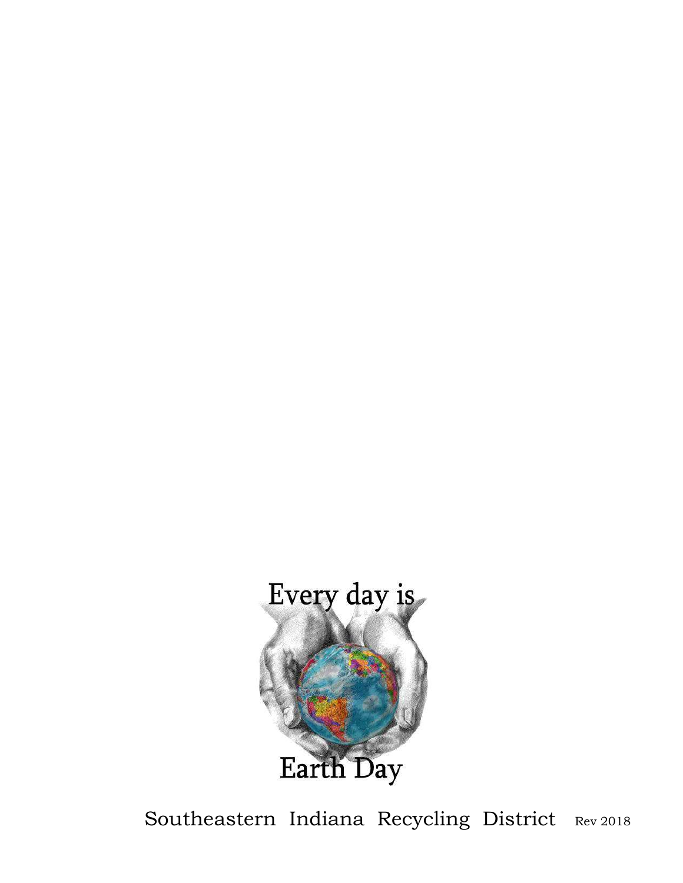Every day is

Earth Day

Southeastern Indiana Recycling District Rev 2018